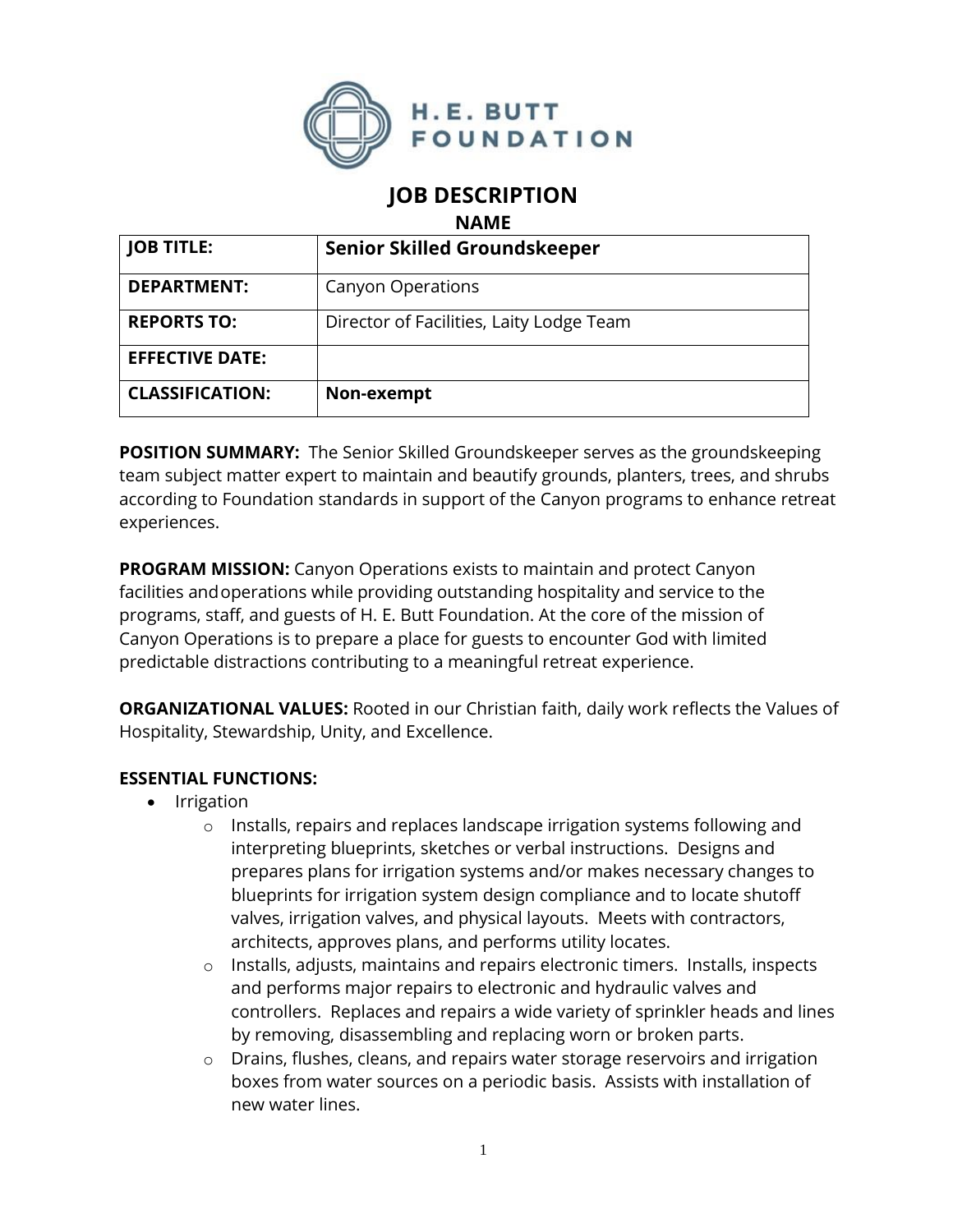# JOB DESCRIPTION

## NAME

| JOB TITLE: | Senior Skilled Groundskeeper |
|---|---|
| DEPARTMENT: | Canyon Operations |
| REPORTS TO: | Director of Facilities, Laity Lodge Team |
| EFFECTIVE DATE: | |
| CLASSIFICATION: | Non-exempt |

**POSITION SUMMARY:** The Senior Skilled Groundskeeper serves as the groundskeeping team subject matter expert to maintain and beautify grounds, planters, trees, and shrubs according to Foundation standards in support of the Canyon programs to enhance retreat experiences.

**PROGRAM MISSION:** Canyon Operations exists to maintain and protect Canyon facilities and operations while providing outstanding hospitality and service to the programs, staff, and guests of H. E. Butt Foundation. At the core of the mission of Canyon Operations is to prepare a place for guests to encounter God with limited predictable distractions contributing to a meaningful retreat experience.

**ORGANIZATIONAL VALUES:** Rooted in our Christian faith, daily work reflects the Values of Hospitality, Stewardship, Unity, and Excellence.

**ESSENTIAL FUNCTIONS:**

- Irrigation
  - Installs, repairs and replaces landscape irrigation systems following and interpreting blueprints, sketches or verbal instructions. Designs and prepares plans for irrigation systems and/or makes necessary changes to blueprints for irrigation system design compliance and to locate shutoff valves, irrigation valves, and physical layouts. Meets with contractors, architects, approves plans, and performs utility locates.
  - Installs, adjusts, maintains and repairs electronic timers. Installs, inspects and performs major repairs to electronic and hydraulic valves and controllers. Replaces and repairs a wide variety of sprinkler heads and lines by removing, disassembling and replacing worn or broken parts.
  - Drains, flushes, cleans, and repairs water storage reservoirs and irrigation boxes from water sources on a periodic basis. Assists with installation of new water lines.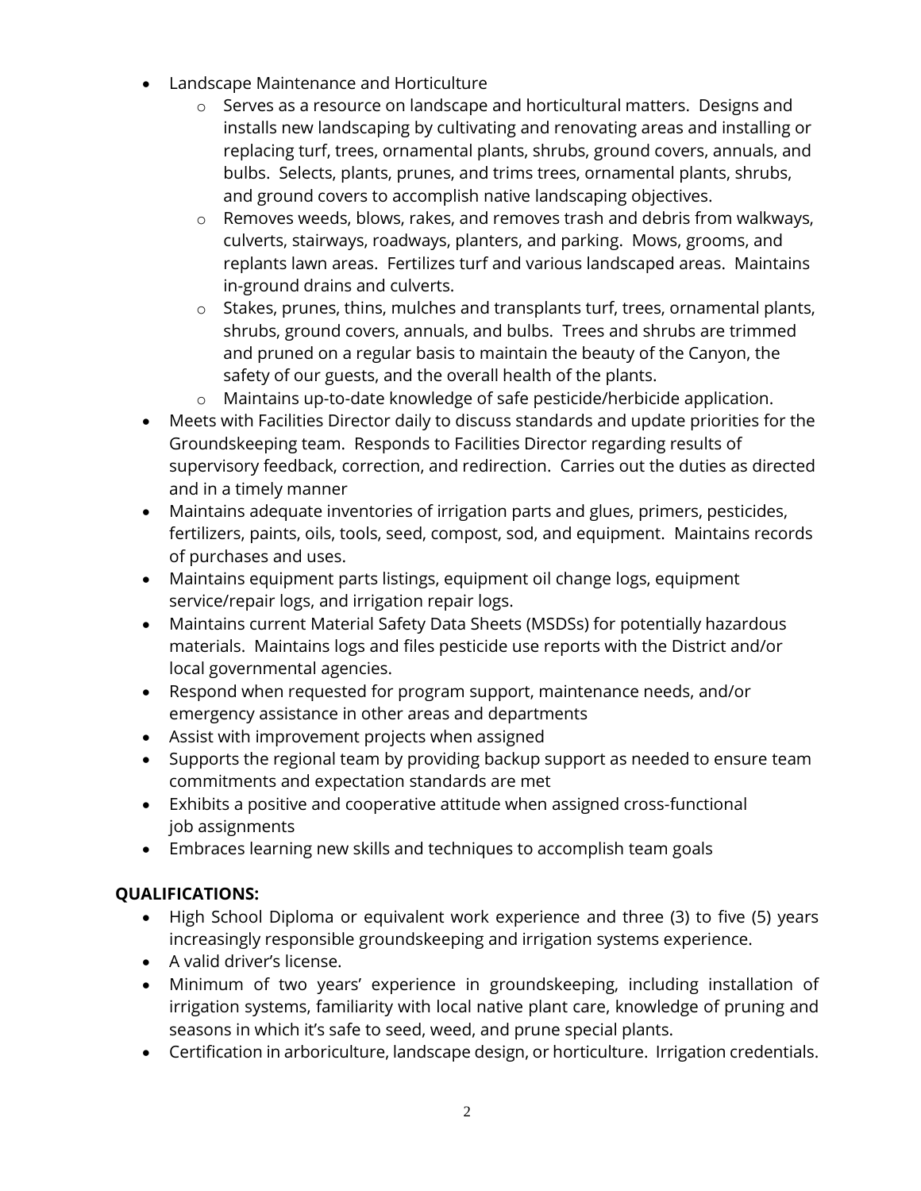- Landscape Maintenance and Horticulture
  - Serves as a resource on landscape and horticultural matters. Designs and installs new landscaping by cultivating and renovating areas and installing or replacing turf, trees, ornamental plants, shrubs, ground covers, annuals, and bulbs. Selects, plants, prunes, and trims trees, ornamental plants, shrubs, and ground covers to accomplish native landscaping objectives.
  - Removes weeds, blows, rakes, and removes trash and debris from walkways, culverts, stairways, roadways, planters, and parking. Mows, grooms, and replants lawn areas. Fertilizes turf and various landscaped areas. Maintains in-ground drains and culverts.
  - Stakes, prunes, thins, mulches and transplants turf, trees, ornamental plants, shrubs, ground covers, annuals, and bulbs. Trees and shrubs are trimmed and pruned on a regular basis to maintain the beauty of the Canyon, the safety of our guests, and the overall health of the plants.
  - Maintains up-to-date knowledge of safe pesticide/herbicide application.
- Meets with Facilities Director daily to discuss standards and update priorities for the Groundskeeping team. Responds to Facilities Director regarding results of supervisory feedback, correction, and redirection. Carries out the duties as directed and in a timely manner
- Maintains adequate inventories of irrigation parts and glues, primers, pesticides, fertilizers, paints, oils, tools, seed, compost, sod, and equipment. Maintains records of purchases and uses.
- Maintains equipment parts listings, equipment oil change logs, equipment service/repair logs, and irrigation repair logs.
- Maintains current Material Safety Data Sheets (MSDSs) for potentially hazardous materials. Maintains logs and files pesticide use reports with the District and/or local governmental agencies.
- Respond when requested for program support, maintenance needs, and/or emergency assistance in other areas and departments
- Assist with improvement projects when assigned
- Supports the regional team by providing backup support as needed to ensure team commitments and expectation standards are met
- Exhibits a positive and cooperative attitude when assigned cross-functional job assignments
- Embraces learning new skills and techniques to accomplish team goals

**QUALIFICATIONS:**

- High School Diploma or equivalent work experience and three (3) to five (5) years increasingly responsible groundskeeping and irrigation systems experience.
- A valid driver's license.
- Minimum of two years' experience in groundskeeping, including installation of irrigation systems, familiarity with local native plant care, knowledge of pruning and seasons in which it's safe to seed, weed, and prune special plants.
- Certification in arboriculture, landscape design, or horticulture. Irrigation credentials.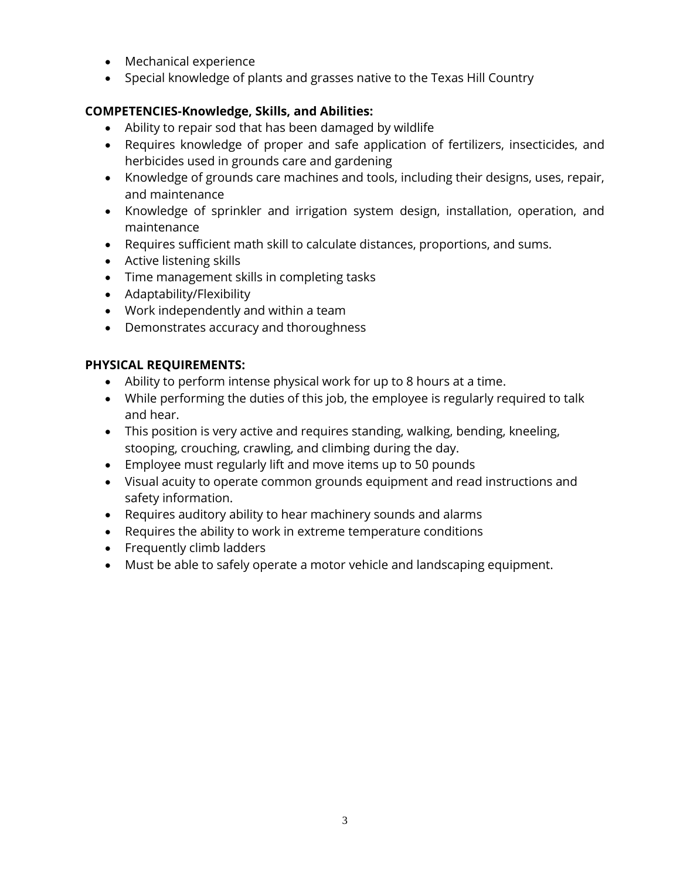- Mechanical experience
- Special knowledge of plants and grasses native to the Texas Hill Country

**COMPETENCIES-Knowledge, Skills, and Abilities:**

- Ability to repair sod that has been damaged by wildlife
- Requires knowledge of proper and safe application of fertilizers, insecticides, and herbicides used in grounds care and gardening
- Knowledge of grounds care machines and tools, including their designs, uses, repair, and maintenance
- Knowledge of sprinkler and irrigation system design, installation, operation, and maintenance
- Requires sufficient math skill to calculate distances, proportions, and sums.
- Active listening skills
- Time management skills in completing tasks
- Adaptability/Flexibility
- Work independently and within a team
- Demonstrates accuracy and thoroughness

**PHYSICAL REQUIREMENTS:**

- Ability to perform intense physical work for up to 8 hours at a time.
- While performing the duties of this job, the employee is regularly required to talk and hear.
- This position is very active and requires standing, walking, bending, kneeling, stooping, crouching, crawling, and climbing during the day.
- Employee must regularly lift and move items up to 50 pounds
- Visual acuity to operate common grounds equipment and read instructions and safety information.
- Requires auditory ability to hear machinery sounds and alarms
- Requires the ability to work in extreme temperature conditions
- Frequently climb ladders
- Must be able to safely operate a motor vehicle and landscaping equipment.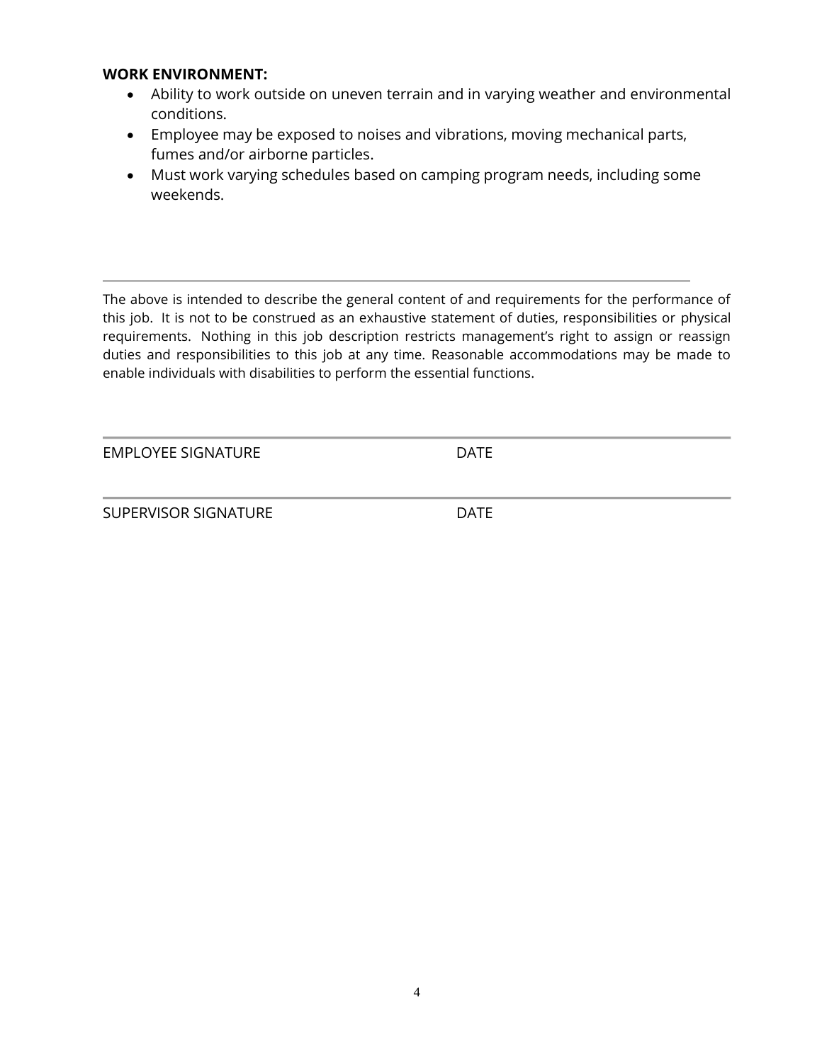**WORK ENVIRONMENT:**

- Ability to work outside on uneven terrain and in varying weather and environmental conditions.
- Employee may be exposed to noises and vibrations, moving mechanical parts, fumes and/or airborne particles.
- Must work varying schedules based on camping program needs, including some weekends.

---

The above is intended to describe the general content of and requirements for the performance of this job. It is not to be construed as an exhaustive statement of duties, responsibilities or physical requirements. Nothing in this job description restricts management's right to assign or reassign duties and responsibilities to this job at any time. Reasonable accommodations may be made to enable individuals with disabilities to perform the essential functions.

---

EMPLOYEE SIGNATURE DATE

---

SUPERVISOR SIGNATURE DATE